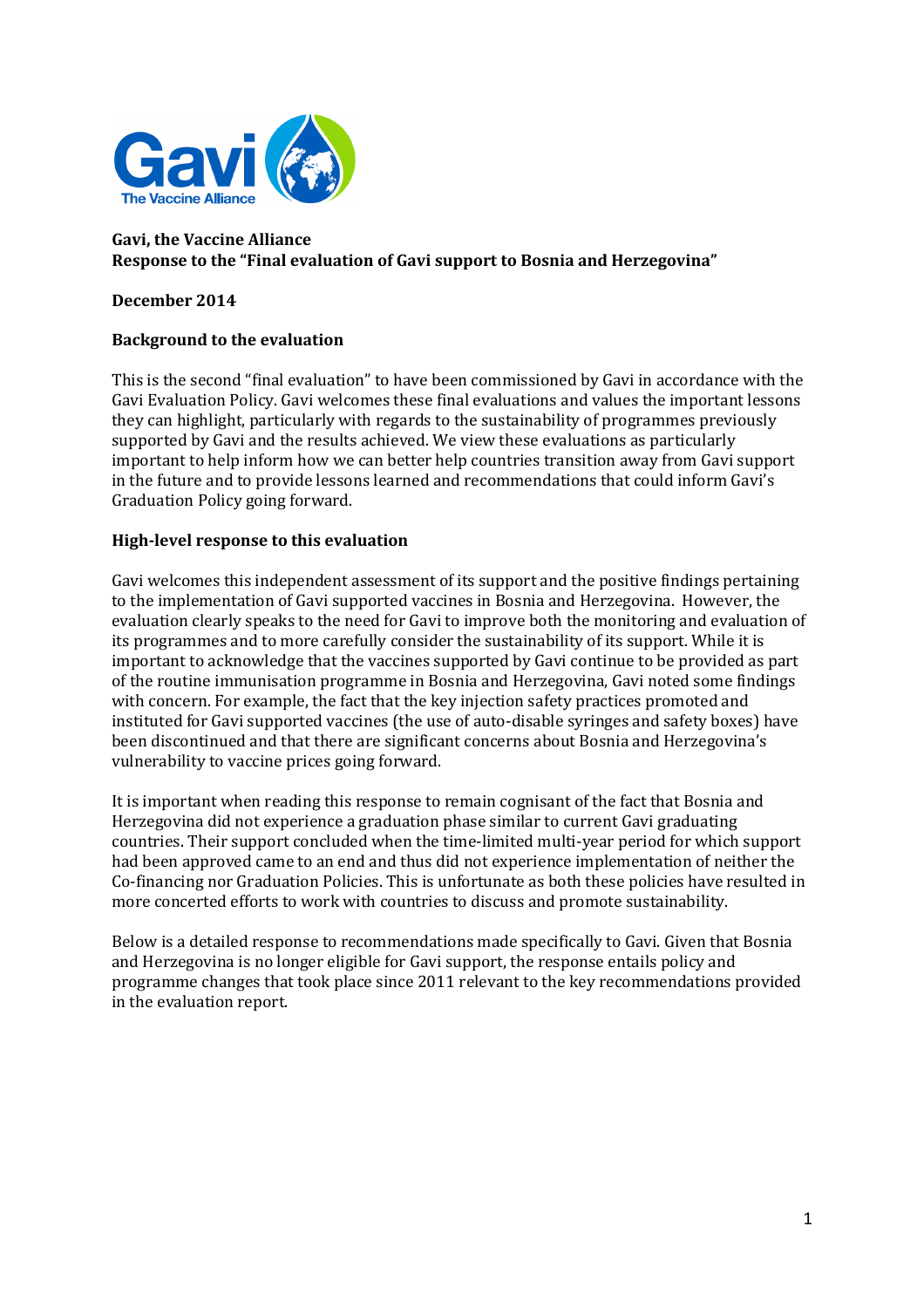**Gavi, the Vaccine Alliance**
**Response to the "Final evaluation of Gavi support to Bosnia and Herzegovina"**

**December 2014**

**Background to the evaluation**

This is the second "final evaluation" to have been commissioned by Gavi in accordance with the Gavi Evaluation Policy. Gavi welcomes these final evaluations and values the important lessons they can highlight, particularly with regards to the sustainability of programmes previously supported by Gavi and the results achieved. We view these evaluations as particularly important to help inform how we can better help countries transition away from Gavi support in the future and to provide lessons learned and recommendations that could inform Gavi's Graduation Policy going forward.

**High-level response to this evaluation**

Gavi welcomes this independent assessment of its support and the positive findings pertaining to the implementation of Gavi supported vaccines in Bosnia and Herzegovina. However, the evaluation clearly speaks to the need for Gavi to improve both the monitoring and evaluation of its programmes and to more carefully consider the sustainability of its support. While it is important to acknowledge that the vaccines supported by Gavi continue to be provided as part of the routine immunisation programme in Bosnia and Herzegovina, Gavi noted some findings with concern. For example, the fact that the key injection safety practices promoted and instituted for Gavi supported vaccines (the use of auto-disable syringes and safety boxes) have been discontinued and that there are significant concerns about Bosnia and Herzegovina's vulnerability to vaccine prices going forward.

It is important when reading this response to remain cognisant of the fact that Bosnia and Herzegovina did not experience a graduation phase similar to current Gavi graduating countries. Their support concluded when the time-limited multi-year period for which support had been approved came to an end and thus did not experience implementation of neither the Co-financing nor Graduation Policies. This is unfortunate as both these policies have resulted in more concerted efforts to work with countries to discuss and promote sustainability.

Below is a detailed response to recommendations made specifically to Gavi. Given that Bosnia and Herzegovina is no longer eligible for Gavi support, the response entails policy and programme changes that took place since 2011 relevant to the key recommendations provided in the evaluation report.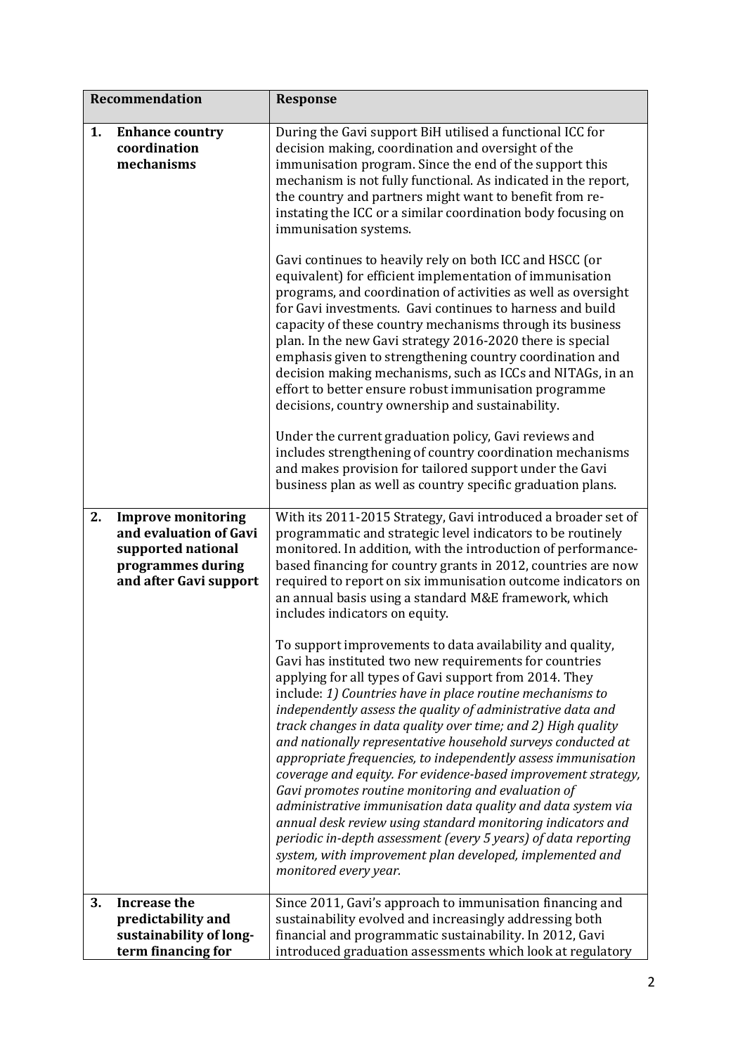| Recommendation | Response |
|---|---|
| **1. Enhance country coordination mechanisms** | During the Gavi support BiH utilised a functional ICC for decision making, coordination and oversight of the immunisation program. Since the end of the support this mechanism is not fully functional. As indicated in the report, the country and partners might want to benefit from re-instating the ICC or a similar coordination body focusing on immunisation systems.<br><br>Gavi continues to heavily rely on both ICC and HSCC (or equivalent) for efficient implementation of immunisation programs, and coordination of activities as well as oversight for Gavi investments. Gavi continues to harness and build capacity of these country mechanisms through its business plan. In the new Gavi strategy 2016-2020 there is special emphasis given to strengthening country coordination and decision making mechanisms, such as ICCs and NITAGs, in an effort to better ensure robust immunisation programme decisions, country ownership and sustainability.<br><br>Under the current graduation policy, Gavi reviews and includes strengthening of country coordination mechanisms and makes provision for tailored support under the Gavi business plan as well as country specific graduation plans. |
| **2. Improve monitoring and evaluation of Gavi supported national programmes during and after Gavi support** | With its 2011-2015 Strategy, Gavi introduced a broader set of programmatic and strategic level indicators to be routinely monitored. In addition, with the introduction of performance-based financing for country grants in 2012, countries are now required to report on six immunisation outcome indicators on an annual basis using a standard M&E framework, which includes indicators on equity.<br><br>To support improvements to data availability and quality, Gavi has instituted two new requirements for countries applying for all types of Gavi support from 2014. They include: *1) Countries have in place routine mechanisms to independently assess the quality of administrative data and track changes in data quality over time; and 2) High quality and nationally representative household surveys conducted at appropriate frequencies, to independently assess immunisation coverage and equity. For evidence-based improvement strategy, Gavi promotes routine monitoring and evaluation of administrative immunisation data quality and data system via annual desk review using standard monitoring indicators and periodic in-depth assessment (every 5 years) of data reporting system, with improvement plan developed, implemented and monitored every year.* |
| **3. Increase the predictability and sustainability of long-term financing for** | Since 2011, Gavi's approach to immunisation financing and sustainability evolved and increasingly addressing both financial and programmatic sustainability. In 2012, Gavi introduced graduation assessments which look at regulatory |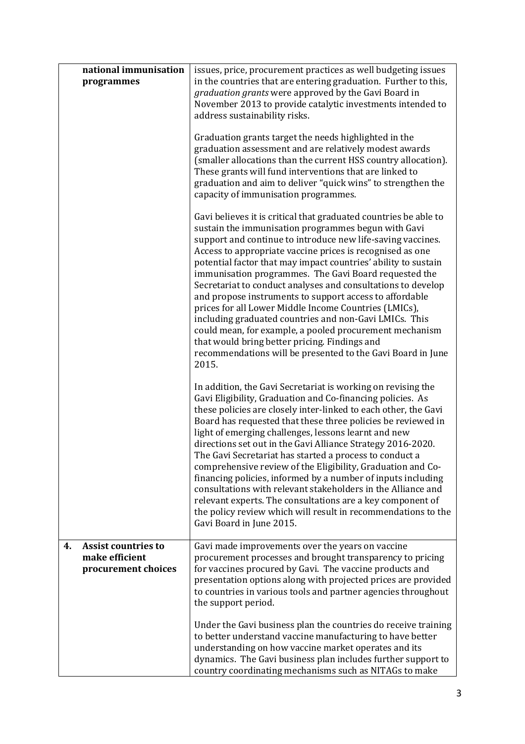| | | |
|---|---|---|
| | **national immunisation programmes** | issues, price, procurement practices as well budgeting issues in the countries that are entering graduation. Further to this, *graduation grants* were approved by the Gavi Board in November 2013 to provide catalytic investments intended to address sustainability risks.<br><br>Graduation grants target the needs highlighted in the graduation assessment and are relatively modest awards (smaller allocations than the current HSS country allocation). These grants will fund interventions that are linked to graduation and aim to deliver "quick wins" to strengthen the capacity of immunisation programmes.<br><br>Gavi believes it is critical that graduated countries be able to sustain the immunisation programmes begun with Gavi support and continue to introduce new life-saving vaccines. Access to appropriate vaccine prices is recognised as one potential factor that may impact countries' ability to sustain immunisation programmes. The Gavi Board requested the Secretariat to conduct analyses and consultations to develop and propose instruments to support access to affordable prices for all Lower Middle Income Countries (LMICs), including graduated countries and non-Gavi LMICs. This could mean, for example, a pooled procurement mechanism that would bring better pricing. Findings and recommendations will be presented to the Gavi Board in June 2015.<br><br>In addition, the Gavi Secretariat is working on revising the Gavi Eligibility, Graduation and Co-financing policies. As these policies are closely inter-linked to each other, the Gavi Board has requested that these three policies be reviewed in light of emerging challenges, lessons learnt and new directions set out in the Gavi Alliance Strategy 2016-2020. The Gavi Secretariat has started a process to conduct a comprehensive review of the Eligibility, Graduation and Co-financing policies, informed by a number of inputs including consultations with relevant stakeholders in the Alliance and relevant experts. The consultations are a key component of the policy review which will result in recommendations to the Gavi Board in June 2015. |
| **4.** | **Assist countries to make efficient procurement choices** | Gavi made improvements over the years on vaccine procurement processes and brought transparency to pricing for vaccines procured by Gavi. The vaccine products and presentation options along with projected prices are provided to countries in various tools and partner agencies throughout the support period.<br><br>Under the Gavi business plan the countries do receive training to better understand vaccine manufacturing to have better understanding on how vaccine market operates and its dynamics. The Gavi business plan includes further support to country coordinating mechanisms such as NITAGs to make |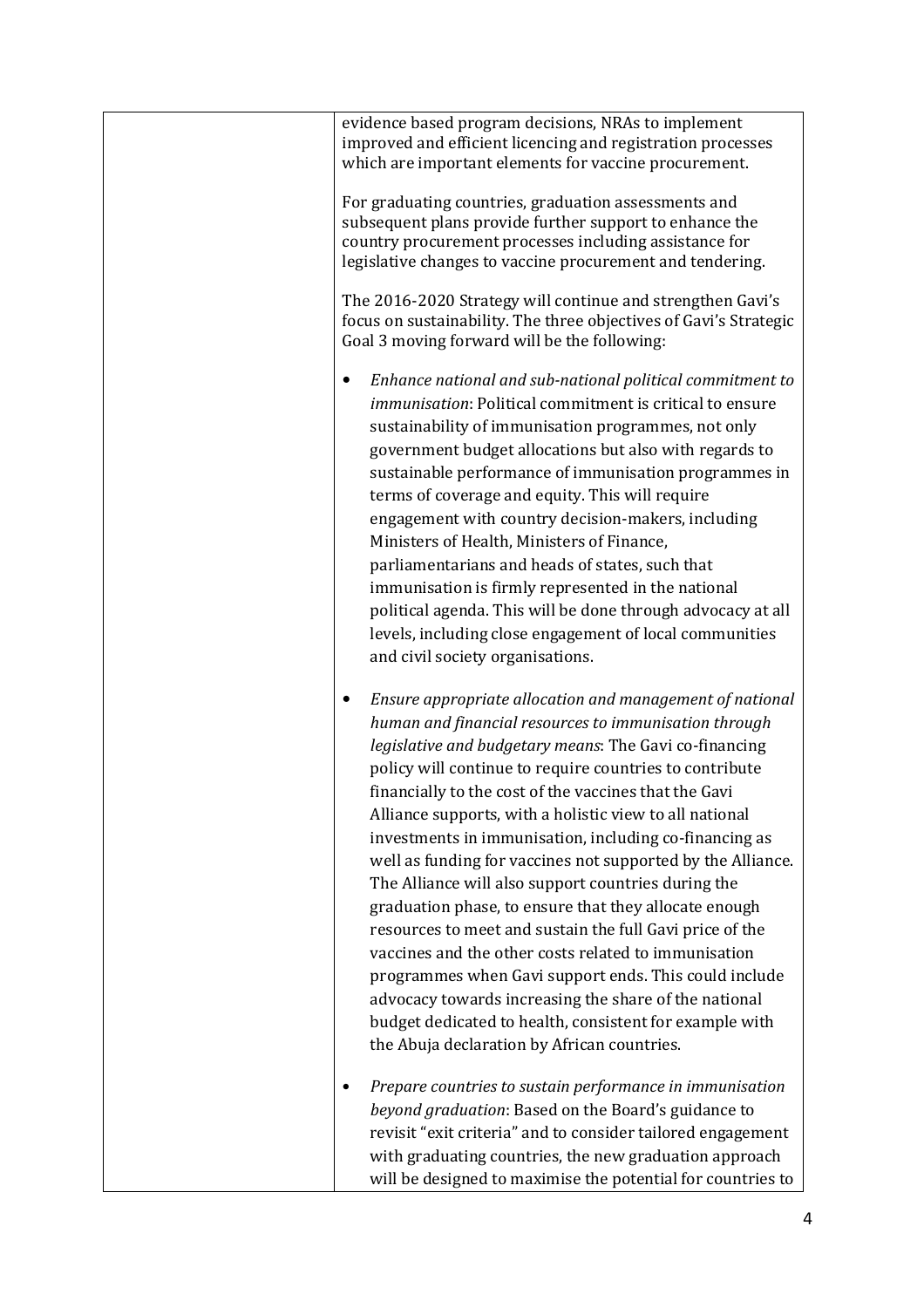| | evidence based program decisions, NRAs to implement improved and efficient licencing and registration processes which are important elements for vaccine procurement.<br><br>For graduating countries, graduation assessments and subsequent plans provide further support to enhance the country procurement processes including assistance for legislative changes to vaccine procurement and tendering.<br><br>The 2016-2020 Strategy will continue and strengthen Gavi's focus on sustainability. The three objectives of Gavi's Strategic Goal 3 moving forward will be the following:<br><br>• *Enhance national and sub-national political commitment to immunisation*: Political commitment is critical to ensure sustainability of immunisation programmes, not only government budget allocations but also with regards to sustainable performance of immunisation programmes in terms of coverage and equity. This will require engagement with country decision-makers, including Ministers of Health, Ministers of Finance, parliamentarians and heads of states, such that immunisation is firmly represented in the national political agenda. This will be done through advocacy at all levels, including close engagement of local communities and civil society organisations.<br><br>• *Ensure appropriate allocation and management of national human and financial resources to immunisation through legislative and budgetary means*: The Gavi co-financing policy will continue to require countries to contribute financially to the cost of the vaccines that the Gavi Alliance supports, with a holistic view to all national investments in immunisation, including co-financing as well as funding for vaccines not supported by the Alliance. The Alliance will also support countries during the graduation phase, to ensure that they allocate enough resources to meet and sustain the full Gavi price of the vaccines and the other costs related to immunisation programmes when Gavi support ends. This could include advocacy towards increasing the share of the national budget dedicated to health, consistent for example with the Abuja declaration by African countries.<br><br>• *Prepare countries to sustain performance in immunisation beyond graduation*: Based on the Board's guidance to revisit "exit criteria" and to consider tailored engagement with graduating countries, the new graduation approach will be designed to maximise the potential for countries to |
|---|---|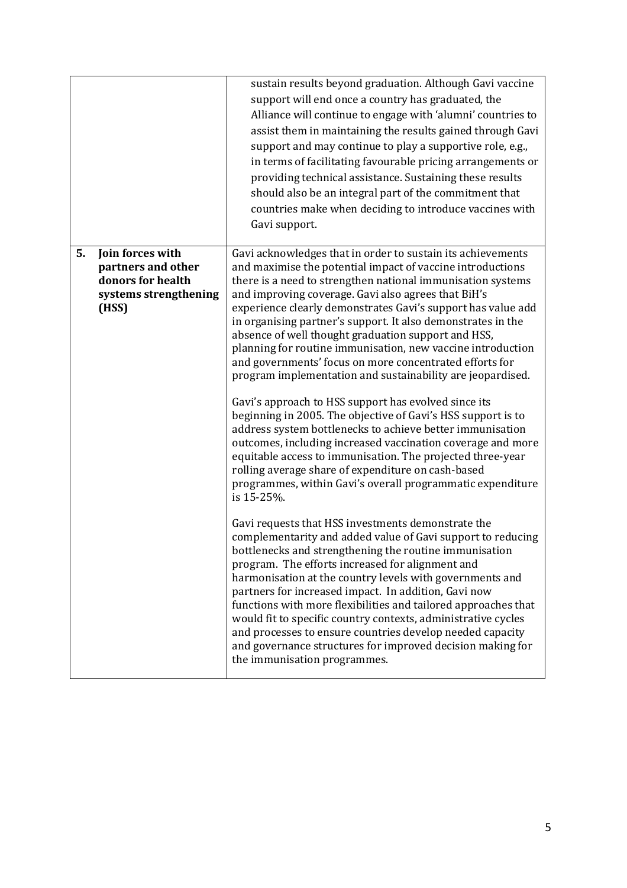| | |
|---|---|
| | sustain results beyond graduation. Although Gavi vaccine support will end once a country has graduated, the Alliance will continue to engage with 'alumni' countries to assist them in maintaining the results gained through Gavi support and may continue to play a supportive role, e.g., in terms of facilitating favourable pricing arrangements or providing technical assistance. Sustaining these results should also be an integral part of the commitment that countries make when deciding to introduce vaccines with Gavi support. |
| **5. Join forces with partners and other donors for health systems strengthening (HSS)** | Gavi acknowledges that in order to sustain its achievements and maximise the potential impact of vaccine introductions there is a need to strengthen national immunisation systems and improving coverage. Gavi also agrees that BiH's experience clearly demonstrates Gavi's support has value add in organising partner's support. It also demonstrates in the absence of well thought graduation support and HSS, planning for routine immunisation, new vaccine introduction and governments' focus on more concentrated efforts for program implementation and sustainability are jeopardised.<br><br>Gavi's approach to HSS support has evolved since its beginning in 2005. The objective of Gavi's HSS support is to address system bottlenecks to achieve better immunisation outcomes, including increased vaccination coverage and more equitable access to immunisation. The projected three-year rolling average share of expenditure on cash-based programmes, within Gavi's overall programmatic expenditure is 15-25%.<br><br>Gavi requests that HSS investments demonstrate the complementarity and added value of Gavi support to reducing bottlenecks and strengthening the routine immunisation program. The efforts increased for alignment and harmonisation at the country levels with governments and partners for increased impact. In addition, Gavi now functions with more flexibilities and tailored approaches that would fit to specific country contexts, administrative cycles and processes to ensure countries develop needed capacity and governance structures for improved decision making for the immunisation programmes. |